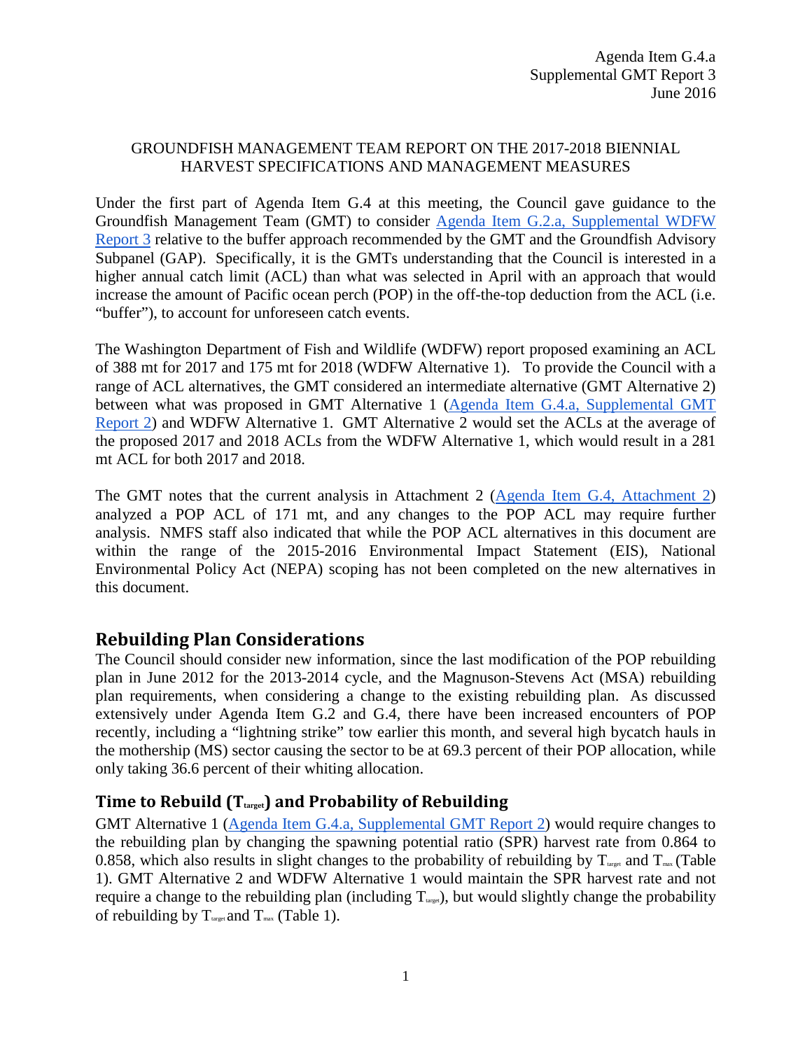Agenda Item G.4.a
Supplemental GMT Report 3
June 2016

GROUNDFISH MANAGEMENT TEAM REPORT ON THE 2017-2018 BIENNIAL HARVEST SPECIFICATIONS AND MANAGEMENT MEASURES

Under the first part of Agenda Item G.4 at this meeting, the Council gave guidance to the Groundfish Management Team (GMT) to consider Agenda Item G.2.a, Supplemental WDFW Report 3 relative to the buffer approach recommended by the GMT and the Groundfish Advisory Subpanel (GAP). Specifically, it is the GMTs understanding that the Council is interested in a higher annual catch limit (ACL) than what was selected in April with an approach that would increase the amount of Pacific ocean perch (POP) in the off-the-top deduction from the ACL (i.e. "buffer"), to account for unforeseen catch events.

The Washington Department of Fish and Wildlife (WDFW) report proposed examining an ACL of 388 mt for 2017 and 175 mt for 2018 (WDFW Alternative 1). To provide the Council with a range of ACL alternatives, the GMT considered an intermediate alternative (GMT Alternative 2) between what was proposed in GMT Alternative 1 (Agenda Item G.4.a, Supplemental GMT Report 2) and WDFW Alternative 1. GMT Alternative 2 would set the ACLs at the average of the proposed 2017 and 2018 ACLs from the WDFW Alternative 1, which would result in a 281 mt ACL for both 2017 and 2018.

The GMT notes that the current analysis in Attachment 2 (Agenda Item G.4, Attachment 2) analyzed a POP ACL of 171 mt, and any changes to the POP ACL may require further analysis. NMFS staff also indicated that while the POP ACL alternatives in this document are within the range of the 2015-2016 Environmental Impact Statement (EIS), National Environmental Policy Act (NEPA) scoping has not been completed on the new alternatives in this document.

## Rebuilding Plan Considerations

The Council should consider new information, since the last modification of the POP rebuilding plan in June 2012 for the 2013-2014 cycle, and the Magnuson-Stevens Act (MSA) rebuilding plan requirements, when considering a change to the existing rebuilding plan. As discussed extensively under Agenda Item G.2 and G.4, there have been increased encounters of POP recently, including a "lightning strike" tow earlier this month, and several high bycatch hauls in the mothership (MS) sector causing the sector to be at 69.3 percent of their POP allocation, while only taking 36.6 percent of their whiting allocation.

### Time to Rebuild ($T_{target}$) and Probability of Rebuilding

GMT Alternative 1 (Agenda Item G.4.a, Supplemental GMT Report 2) would require changes to the rebuilding plan by changing the spawning potential ratio (SPR) harvest rate from 0.864 to 0.858, which also results in slight changes to the probability of rebuilding by $T_{target}$ and $T_{max}$ (Table 1). GMT Alternative 2 and WDFW Alternative 1 would maintain the SPR harvest rate and not require a change to the rebuilding plan (including $T_{target}$), but would slightly change the probability of rebuilding by $T_{target}$ and $T_{max}$ (Table 1).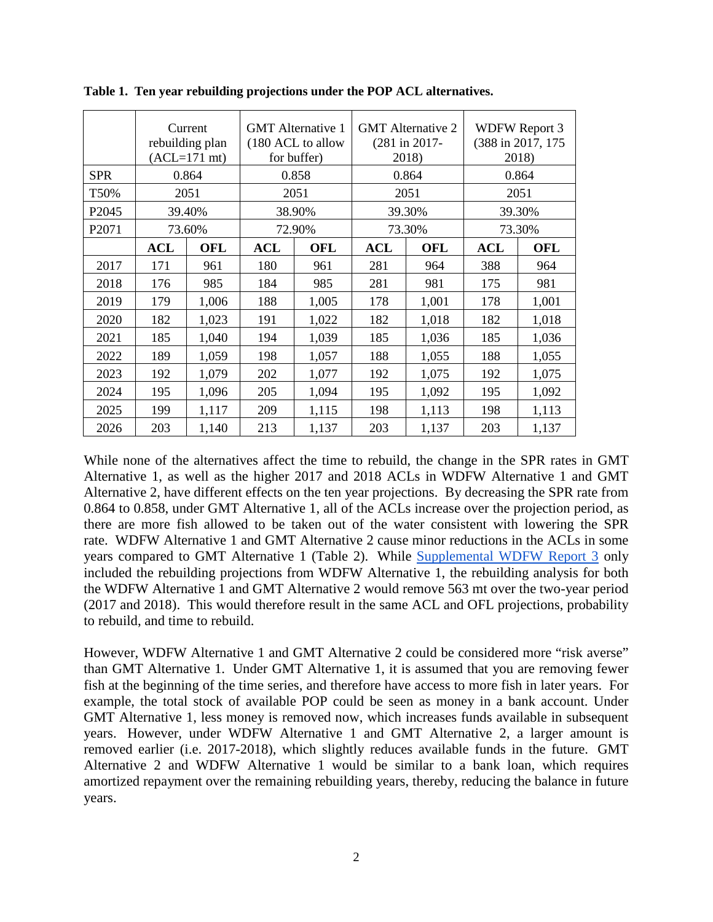**Table 1. Ten year rebuilding projections under the POP ACL alternatives.**

| | Current rebuilding plan (ACL=171 mt) | | GMT Alternative 1 (180 ACL to allow for buffer) | | GMT Alternative 2 (281 in 2017-2018) | | WDFW Report 3 (388 in 2017, 175 2018) | |
|---|---|---|---|---|---|---|---|---|
| SPR | 0.864 | | 0.858 | | 0.864 | | 0.864 | |
| T50% | 2051 | | 2051 | | 2051 | | 2051 | |
| P2045 | 39.40% | | 38.90% | | 39.30% | | 39.30% | |
| P2071 | 73.60% | | 72.90% | | 73.30% | | 73.30% | |
| | **ACL** | **OFL** | **ACL** | **OFL** | **ACL** | **OFL** | **ACL** | **OFL** |
| 2017 | 171 | 961 | 180 | 961 | 281 | 964 | 388 | 964 |
| 2018 | 176 | 985 | 184 | 985 | 281 | 981 | 175 | 981 |
| 2019 | 179 | 1,006 | 188 | 1,005 | 178 | 1,001 | 178 | 1,001 |
| 2020 | 182 | 1,023 | 191 | 1,022 | 182 | 1,018 | 182 | 1,018 |
| 2021 | 185 | 1,040 | 194 | 1,039 | 185 | 1,036 | 185 | 1,036 |
| 2022 | 189 | 1,059 | 198 | 1,057 | 188 | 1,055 | 188 | 1,055 |
| 2023 | 192 | 1,079 | 202 | 1,077 | 192 | 1,075 | 192 | 1,075 |
| 2024 | 195 | 1,096 | 205 | 1,094 | 195 | 1,092 | 195 | 1,092 |
| 2025 | 199 | 1,117 | 209 | 1,115 | 198 | 1,113 | 198 | 1,113 |
| 2026 | 203 | 1,140 | 213 | 1,137 | 203 | 1,137 | 203 | 1,137 |

While none of the alternatives affect the time to rebuild, the change in the SPR rates in GMT Alternative 1, as well as the higher 2017 and 2018 ACLs in WDFW Alternative 1 and GMT Alternative 2, have different effects on the ten year projections. By decreasing the SPR rate from 0.864 to 0.858, under GMT Alternative 1, all of the ACLs increase over the projection period, as there are more fish allowed to be taken out of the water consistent with lowering the SPR rate. WDFW Alternative 1 and GMT Alternative 2 cause minor reductions in the ACLs in some years compared to GMT Alternative 1 (Table 2). While Supplemental WDFW Report 3 only included the rebuilding projections from WDFW Alternative 1, the rebuilding analysis for both the WDFW Alternative 1 and GMT Alternative 2 would remove 563 mt over the two-year period (2017 and 2018). This would therefore result in the same ACL and OFL projections, probability to rebuild, and time to rebuild.

However, WDFW Alternative 1 and GMT Alternative 2 could be considered more "risk averse" than GMT Alternative 1. Under GMT Alternative 1, it is assumed that you are removing fewer fish at the beginning of the time series, and therefore have access to more fish in later years. For example, the total stock of available POP could be seen as money in a bank account. Under GMT Alternative 1, less money is removed now, which increases funds available in subsequent years. However, under WDFW Alternative 1 and GMT Alternative 2, a larger amount is removed earlier (i.e. 2017-2018), which slightly reduces available funds in the future. GMT Alternative 2 and WDFW Alternative 1 would be similar to a bank loan, which requires amortized repayment over the remaining rebuilding years, thereby, reducing the balance in future years.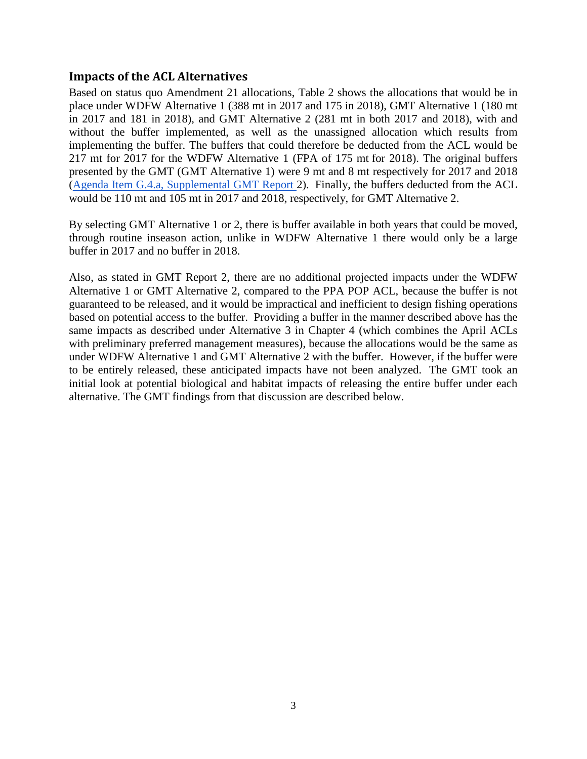## Impacts of the ACL Alternatives

Based on status quo Amendment 21 allocations, Table 2 shows the allocations that would be in place under WDFW Alternative 1 (388 mt in 2017 and 175 in 2018), GMT Alternative 1 (180 mt in 2017 and 181 in 2018), and GMT Alternative 2 (281 mt in both 2017 and 2018), with and without the buffer implemented, as well as the unassigned allocation which results from implementing the buffer. The buffers that could therefore be deducted from the ACL would be 217 mt for 2017 for the WDFW Alternative 1 (FPA of 175 mt for 2018). The original buffers presented by the GMT (GMT Alternative 1) were 9 mt and 8 mt respectively for 2017 and 2018 (Agenda Item G.4.a, Supplemental GMT Report 2). Finally, the buffers deducted from the ACL would be 110 mt and 105 mt in 2017 and 2018, respectively, for GMT Alternative 2.

By selecting GMT Alternative 1 or 2, there is buffer available in both years that could be moved, through routine inseason action, unlike in WDFW Alternative 1 there would only be a large buffer in 2017 and no buffer in 2018.

Also, as stated in GMT Report 2, there are no additional projected impacts under the WDFW Alternative 1 or GMT Alternative 2, compared to the PPA POP ACL, because the buffer is not guaranteed to be released, and it would be impractical and inefficient to design fishing operations based on potential access to the buffer. Providing a buffer in the manner described above has the same impacts as described under Alternative 3 in Chapter 4 (which combines the April ACLs with preliminary preferred management measures), because the allocations would be the same as under WDFW Alternative 1 and GMT Alternative 2 with the buffer. However, if the buffer were to be entirely released, these anticipated impacts have not been analyzed. The GMT took an initial look at potential biological and habitat impacts of releasing the entire buffer under each alternative. The GMT findings from that discussion are described below.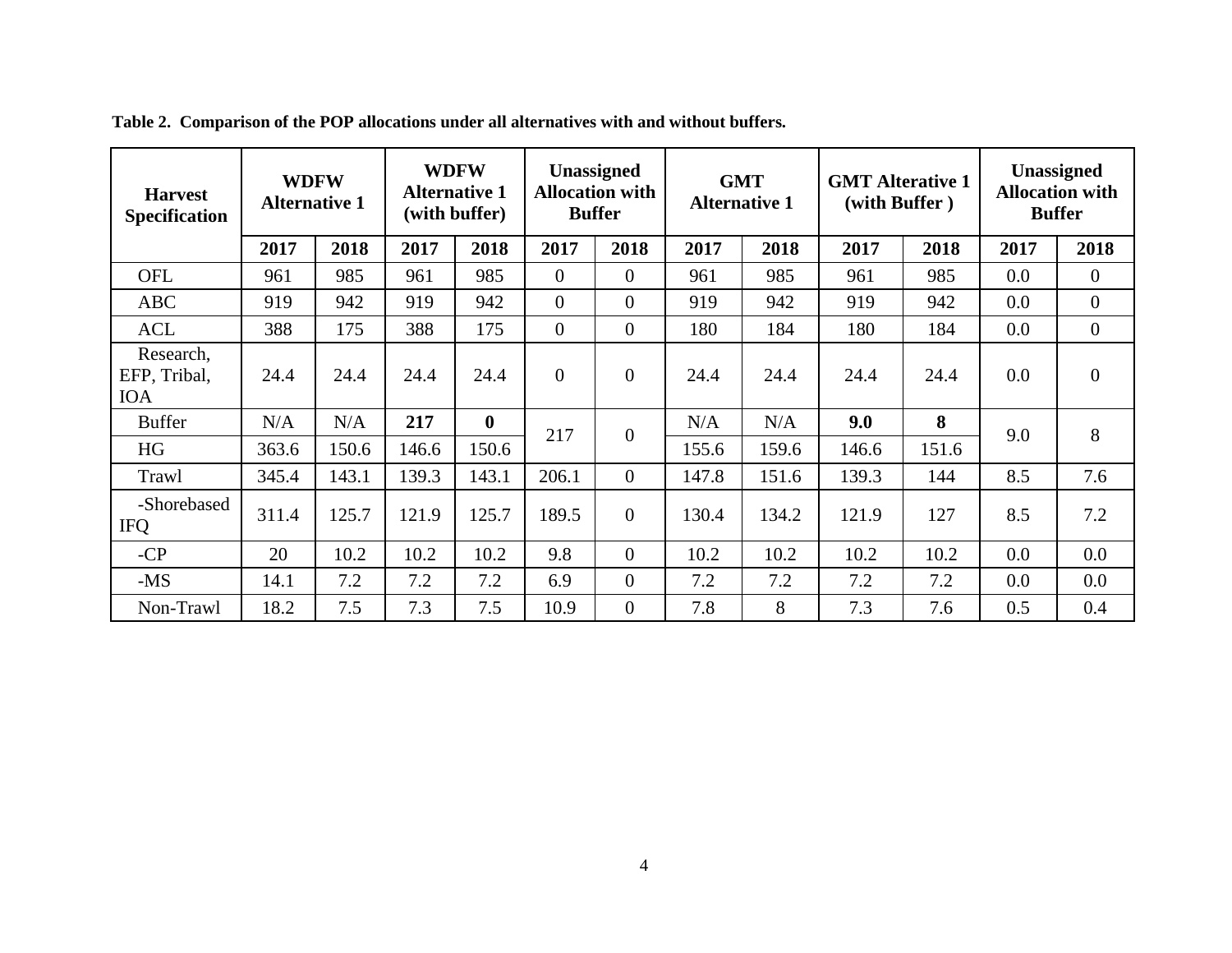**Table 2. Comparison of the POP allocations under all alternatives with and without buffers.**

| Harvest Specification | WDFW Alternative 1 | | WDFW Alternative 1 (with buffer) | | Unassigned Allocation with Buffer | | GMT Alternative 1 | | GMT Alterative 1 (with Buffer ) | | Unassigned Allocation with Buffer | |
|---|---|---|---|---|---|---|---|---|---|---|---|---|
| | 2017 | 2018 | 2017 | 2018 | 2017 | 2018 | 2017 | 2018 | 2017 | 2018 | 2017 | 2018 |
| OFL | 961 | 985 | 961 | 985 | 0 | 0 | 961 | 985 | 961 | 985 | 0.0 | 0 |
| ABC | 919 | 942 | 919 | 942 | 0 | 0 | 919 | 942 | 919 | 942 | 0.0 | 0 |
| ACL | 388 | 175 | 388 | 175 | 0 | 0 | 180 | 184 | 180 | 184 | 0.0 | 0 |
| Research, EFP, Tribal, IOA | 24.4 | 24.4 | 24.4 | 24.4 | 0 | 0 | 24.4 | 24.4 | 24.4 | 24.4 | 0.0 | 0 |
| Buffer | N/A | N/A | **217** | **0** | 217 | 0 | N/A | N/A | **9.0** | **8** | 9.0 | 8 |
| HG | 363.6 | 150.6 | 146.6 | 150.6 | | | 155.6 | 159.6 | 146.6 | 151.6 | | |
| Trawl | 345.4 | 143.1 | 139.3 | 143.1 | 206.1 | 0 | 147.8 | 151.6 | 139.3 | 144 | 8.5 | 7.6 |
| -Shorebased IFQ | 311.4 | 125.7 | 121.9 | 125.7 | 189.5 | 0 | 130.4 | 134.2 | 121.9 | 127 | 8.5 | 7.2 |
| -CP | 20 | 10.2 | 10.2 | 10.2 | 9.8 | 0 | 10.2 | 10.2 | 10.2 | 10.2 | 0.0 | 0.0 |
| -MS | 14.1 | 7.2 | 7.2 | 7.2 | 6.9 | 0 | 7.2 | 7.2 | 7.2 | 7.2 | 0.0 | 0.0 |
| Non-Trawl | 18.2 | 7.5 | 7.3 | 7.5 | 10.9 | 0 | 7.8 | 8 | 7.3 | 7.6 | 0.5 | 0.4 |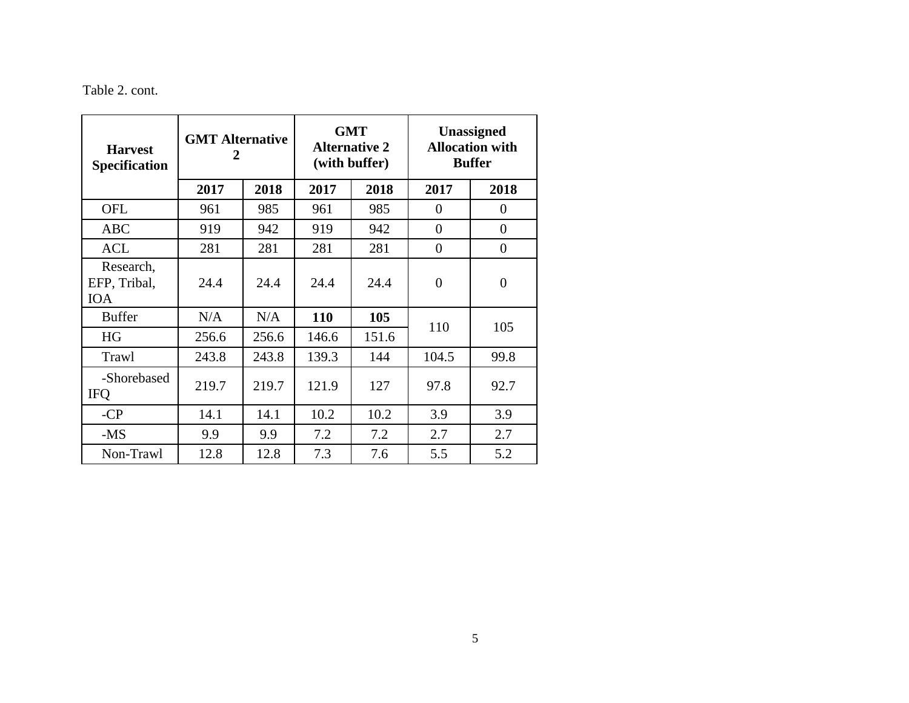Table 2. cont.

| Harvest Specification | GMT Alternative 2 | | GMT Alternative 2 (with buffer) | | Unassigned Allocation with Buffer | |
|---|---|---|---|---|---|---|
| | 2017 | 2018 | 2017 | 2018 | 2017 | 2018 |
| OFL | 961 | 985 | 961 | 985 | 0 | 0 |
| ABC | 919 | 942 | 919 | 942 | 0 | 0 |
| ACL | 281 | 281 | 281 | 281 | 0 | 0 |
| Research, EFP, Tribal, IOA | 24.4 | 24.4 | 24.4 | 24.4 | 0 | 0 |
| Buffer | N/A | N/A | **110** | **105** | 110 | 105 |
| HG | 256.6 | 256.6 | 146.6 | 151.6 | | |
| Trawl | 243.8 | 243.8 | 139.3 | 144 | 104.5 | 99.8 |
| -Shorebased IFQ | 219.7 | 219.7 | 121.9 | 127 | 97.8 | 92.7 |
| -CP | 14.1 | 14.1 | 10.2 | 10.2 | 3.9 | 3.9 |
| -MS | 9.9 | 9.9 | 7.2 | 7.2 | 2.7 | 2.7 |
| Non-Trawl | 12.8 | 12.8 | 7.3 | 7.6 | 5.5 | 5.2 |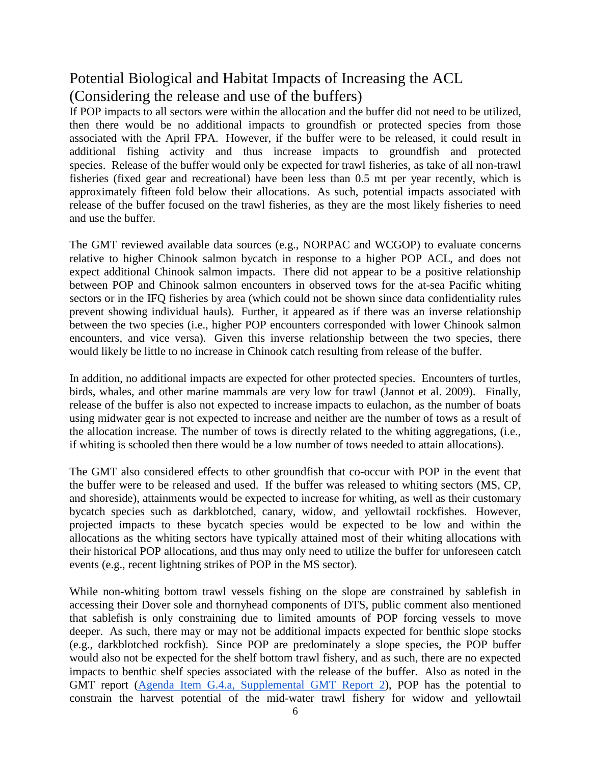## Potential Biological and Habitat Impacts of Increasing the ACL (Considering the release and use of the buffers)

If POP impacts to all sectors were within the allocation and the buffer did not need to be utilized, then there would be no additional impacts to groundfish or protected species from those associated with the April FPA. However, if the buffer were to be released, it could result in additional fishing activity and thus increase impacts to groundfish and protected species. Release of the buffer would only be expected for trawl fisheries, as take of all non-trawl fisheries (fixed gear and recreational) have been less than 0.5 mt per year recently, which is approximately fifteen fold below their allocations. As such, potential impacts associated with release of the buffer focused on the trawl fisheries, as they are the most likely fisheries to need and use the buffer.

The GMT reviewed available data sources (e.g., NORPAC and WCGOP) to evaluate concerns relative to higher Chinook salmon bycatch in response to a higher POP ACL, and does not expect additional Chinook salmon impacts. There did not appear to be a positive relationship between POP and Chinook salmon encounters in observed tows for the at-sea Pacific whiting sectors or in the IFQ fisheries by area (which could not be shown since data confidentiality rules prevent showing individual hauls). Further, it appeared as if there was an inverse relationship between the two species (i.e., higher POP encounters corresponded with lower Chinook salmon encounters, and vice versa). Given this inverse relationship between the two species, there would likely be little to no increase in Chinook catch resulting from release of the buffer.

In addition, no additional impacts are expected for other protected species. Encounters of turtles, birds, whales, and other marine mammals are very low for trawl (Jannot et al. 2009). Finally, release of the buffer is also not expected to increase impacts to eulachon, as the number of boats using midwater gear is not expected to increase and neither are the number of tows as a result of the allocation increase. The number of tows is directly related to the whiting aggregations, (i.e., if whiting is schooled then there would be a low number of tows needed to attain allocations).

The GMT also considered effects to other groundfish that co-occur with POP in the event that the buffer were to be released and used. If the buffer was released to whiting sectors (MS, CP, and shoreside), attainments would be expected to increase for whiting, as well as their customary bycatch species such as darkblotched, canary, widow, and yellowtail rockfishes. However, projected impacts to these bycatch species would be expected to be low and within the allocations as the whiting sectors have typically attained most of their whiting allocations with their historical POP allocations, and thus may only need to utilize the buffer for unforeseen catch events (e.g., recent lightning strikes of POP in the MS sector).

While non-whiting bottom trawl vessels fishing on the slope are constrained by sablefish in accessing their Dover sole and thornyhead components of DTS, public comment also mentioned that sablefish is only constraining due to limited amounts of POP forcing vessels to move deeper. As such, there may or may not be additional impacts expected for benthic slope stocks (e.g., darkblotched rockfish). Since POP are predominately a slope species, the POP buffer would also not be expected for the shelf bottom trawl fishery, and as such, there are no expected impacts to benthic shelf species associated with the release of the buffer. Also as noted in the GMT report (Agenda Item G.4.a, Supplemental GMT Report 2), POP has the potential to constrain the harvest potential of the mid-water trawl fishery for widow and yellowtail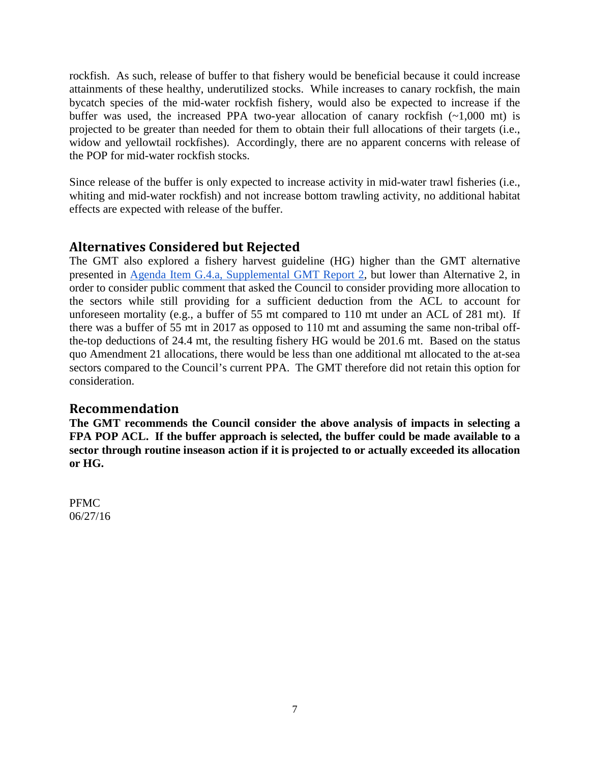rockfish. As such, release of buffer to that fishery would be beneficial because it could increase attainments of these healthy, underutilized stocks. While increases to canary rockfish, the main bycatch species of the mid-water rockfish fishery, would also be expected to increase if the buffer was used, the increased PPA two-year allocation of canary rockfish (~1,000 mt) is projected to be greater than needed for them to obtain their full allocations of their targets (i.e., widow and yellowtail rockfishes). Accordingly, there are no apparent concerns with release of the POP for mid-water rockfish stocks.

Since release of the buffer is only expected to increase activity in mid-water trawl fisheries (i.e., whiting and mid-water rockfish) and not increase bottom trawling activity, no additional habitat effects are expected with release of the buffer.

## Alternatives Considered but Rejected

The GMT also explored a fishery harvest guideline (HG) higher than the GMT alternative presented in [Agenda Item G.4.a, Supplemental GMT Report 2](), but lower than Alternative 2, in order to consider public comment that asked the Council to consider providing more allocation to the sectors while still providing for a sufficient deduction from the ACL to account for unforeseen mortality (e.g., a buffer of 55 mt compared to 110 mt under an ACL of 281 mt). If there was a buffer of 55 mt in 2017 as opposed to 110 mt and assuming the same non-tribal off-the-top deductions of 24.4 mt, the resulting fishery HG would be 201.6 mt. Based on the status quo Amendment 21 allocations, there would be less than one additional mt allocated to the at-sea sectors compared to the Council's current PPA. The GMT therefore did not retain this option for consideration.

## Recommendation

**The GMT recommends the Council consider the above analysis of impacts in selecting a FPA POP ACL. If the buffer approach is selected, the buffer could be made available to a sector through routine inseason action if it is projected to or actually exceeded its allocation or HG.**

PFMC
06/27/16